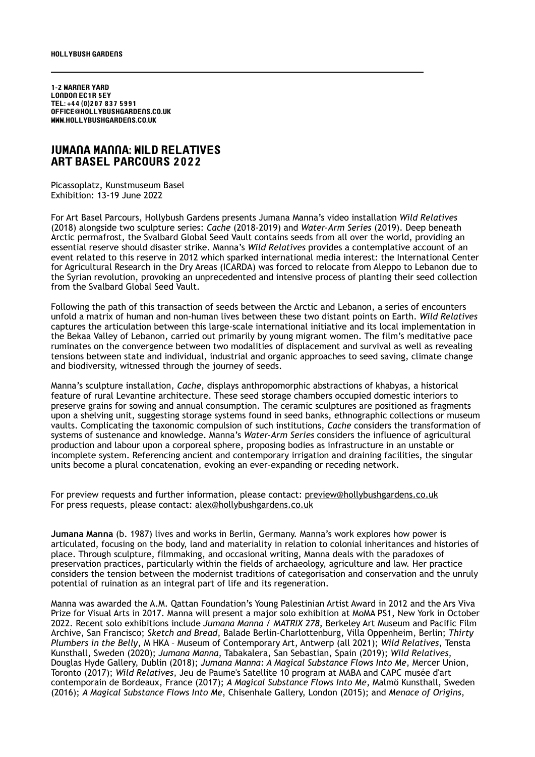HOLLYBUSH GARDENS

1-2 WARNER YARD
LONDON EC1R 5EY
TEL: +44 (0)207 837 5991
OFFICE@HOLLYBUSHGARDENS.CO.UK
WWW.HOLLYBUSHGARDENS.CO.UK

# JUMANA MANNA: WILD RELATIVES
# ART BASEL PARCOURS 2022

Picassoplatz, Kunstmuseum Basel
Exhibition: 13-19 June 2022

For Art Basel Parcours, Hollybush Gardens presents Jumana Manna's video installation *Wild Relatives* (2018) alongside two sculpture series: *Cache* (2018-2019) and *Water-Arm Series* (2019). Deep beneath Arctic permafrost, the Svalbard Global Seed Vault contains seeds from all over the world, providing an essential reserve should disaster strike. Manna's *Wild Relatives* provides a contemplative account of an event related to this reserve in 2012 which sparked international media interest: the International Center for Agricultural Research in the Dry Areas (ICARDA) was forced to relocate from Aleppo to Lebanon due to the Syrian revolution, provoking an unprecedented and intensive process of planting their seed collection from the Svalbard Global Seed Vault.

Following the path of this transaction of seeds between the Arctic and Lebanon, a series of encounters unfold a matrix of human and non-human lives between these two distant points on Earth. *Wild Relatives* captures the articulation between this large-scale international initiative and its local implementation in the Bekaa Valley of Lebanon, carried out primarily by young migrant women. The film's meditative pace ruminates on the convergence between two modalities of displacement and survival as well as revealing tensions between state and individual, industrial and organic approaches to seed saving, climate change and biodiversity, witnessed through the journey of seeds.

Manna's sculpture installation, *Cache*, displays anthropomorphic abstractions of khabyas, a historical feature of rural Levantine architecture. These seed storage chambers occupied domestic interiors to preserve grains for sowing and annual consumption. The ceramic sculptures are positioned as fragments upon a shelving unit, suggesting storage systems found in seed banks, ethnographic collections or museum vaults. Complicating the taxonomic compulsion of such institutions, *Cache* considers the transformation of systems of sustenance and knowledge. Manna's *Water-Arm Series* considers the influence of agricultural production and labour upon a corporeal sphere, proposing bodies as infrastructure in an unstable or incomplete system. Referencing ancient and contemporary irrigation and draining facilities, the singular units become a plural concatenation, evoking an ever-expanding or receding network.

For preview requests and further information, please contact: preview@hollybushgardens.co.uk
For press requests, please contact: alex@hollybushgardens.co.uk

**Jumana Manna** (b. 1987) lives and works in Berlin, Germany. Manna's work explores how power is articulated, focusing on the body, land and materiality in relation to colonial inheritances and histories of place. Through sculpture, filmmaking, and occasional writing, Manna deals with the paradoxes of preservation practices, particularly within the fields of archaeology, agriculture and law. Her practice considers the tension between the modernist traditions of categorisation and conservation and the unruly potential of ruination as an integral part of life and its regeneration.

Manna was awarded the A.M. Qattan Foundation's Young Palestinian Artist Award in 2012 and the Ars Viva Prize for Visual Arts in 2017. Manna will present a major solo exhibition at MoMA PS1, New York in October 2022. Recent solo exhibitions include *Jumana Manna / MATRIX 278*, Berkeley Art Museum and Pacific Film Archive, San Francisco; *Sketch and Bread*, Balade Berlin-Charlottenburg, Villa Oppenheim, Berlin; *Thirty Plumbers in the Belly*, M HKA – Museum of Contemporary Art, Antwerp (all 2021); *Wild Relatives*, Tensta Kunsthall, Sweden (2020); *Jumana Manna*, Tabakalera, San Sebastian, Spain (2019); *Wild Relatives*, Douglas Hyde Gallery, Dublin (2018); *Jumana Manna: A Magical Substance Flows Into Me*, Mercer Union, Toronto (2017); *Wild Relatives*, Jeu de Paume's Satellite 10 program at MABA and CAPC musée d'art contemporain de Bordeaux, France (2017); *A Magical Substance Flows Into Me*, Malmö Kunsthall, Sweden (2016); *A Magical Substance Flows Into Me*, Chisenhale Gallery, London (2015); and *Menace of Origins*,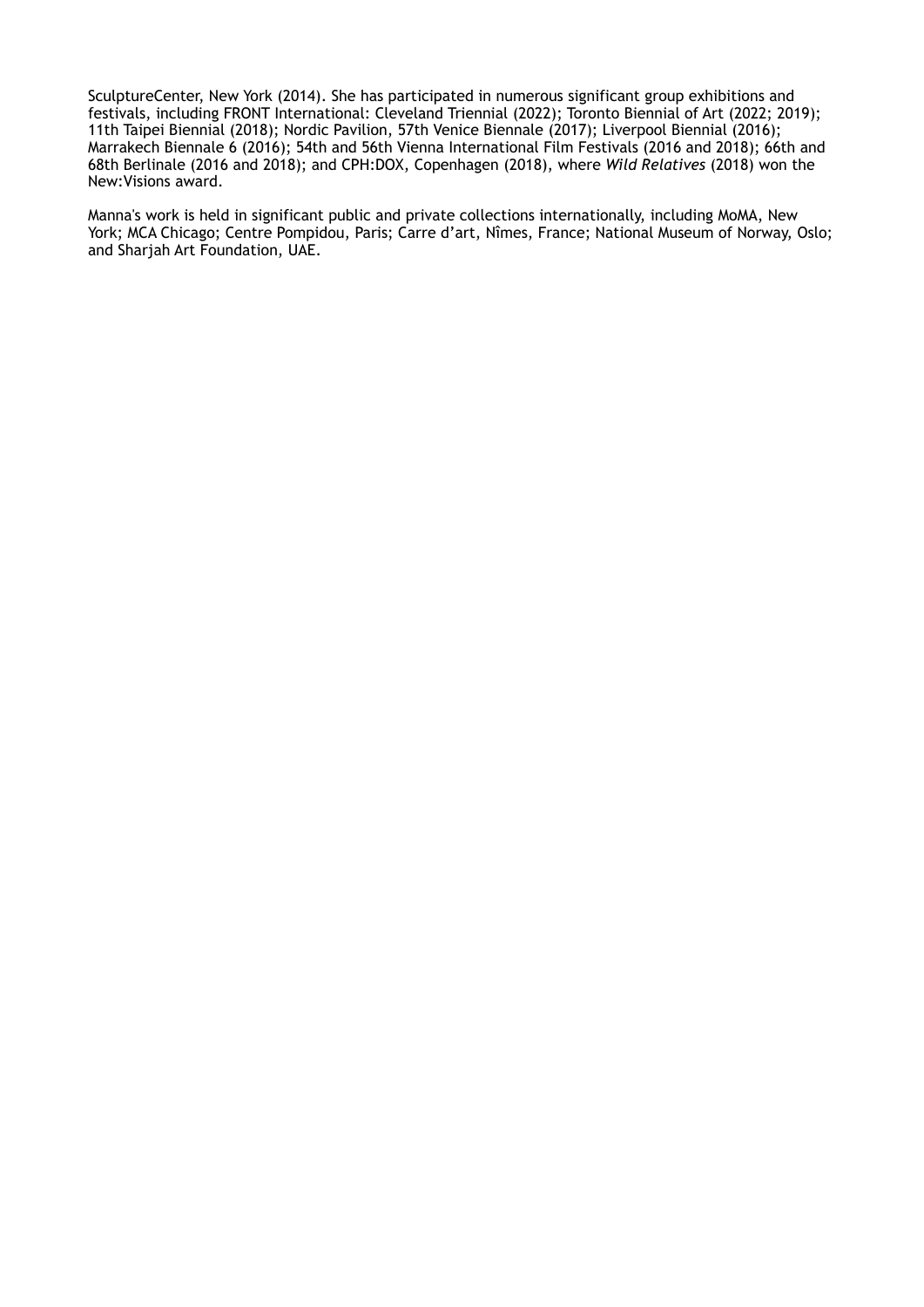SculptureCenter, New York (2014). She has participated in numerous significant group exhibitions and festivals, including FRONT International: Cleveland Triennial (2022); Toronto Biennial of Art (2022; 2019); 11th Taipei Biennial (2018); Nordic Pavilion, 57th Venice Biennale (2017); Liverpool Biennial (2016); Marrakech Biennale 6 (2016); 54th and 56th Vienna International Film Festivals (2016 and 2018); 66th and 68th Berlinale (2016 and 2018); and CPH:DOX, Copenhagen (2018), where *Wild Relatives* (2018) won the New:Visions award.

Manna's work is held in significant public and private collections internationally, including MoMA, New York; MCA Chicago; Centre Pompidou, Paris; Carre d'art, Nîmes, France; National Museum of Norway, Oslo; and Sharjah Art Foundation, UAE.